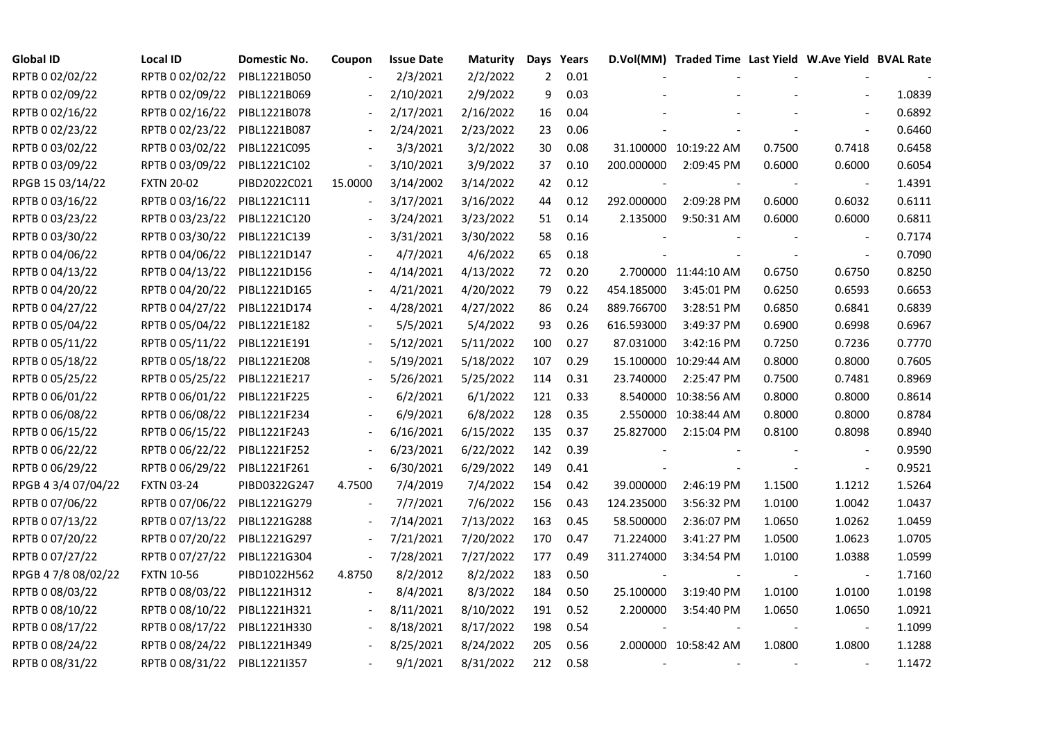| Global ID | Local ID | Domestic No. | Coupon | Issue Date | Maturity | Days | Years | D.Vol(MM) | Traded Time | Last Yield | W.Ave Yield | BVAL Rate |
|---|---|---|---|---|---|---|---|---|---|---|---|---|
| RPTB 0 02/02/22 | RPTB 0 02/02/22 | PIBL1221B050 | - | 2/3/2021 | 2/2/2022 | 2 | 0.01 | - | - | - | - | - |
| RPTB 0 02/09/22 | RPTB 0 02/09/22 | PIBL1221B069 | - | 2/10/2021 | 2/9/2022 | 9 | 0.03 | - | - | - | - | 1.0839 |
| RPTB 0 02/16/22 | RPTB 0 02/16/22 | PIBL1221B078 | - | 2/17/2021 | 2/16/2022 | 16 | 0.04 | - | - | - | - | 0.6892 |
| RPTB 0 02/23/22 | RPTB 0 02/23/22 | PIBL1221B087 | - | 2/24/2021 | 2/23/2022 | 23 | 0.06 | - | - | - | - | 0.6460 |
| RPTB 0 03/02/22 | RPTB 0 03/02/22 | PIBL1221C095 | - | 3/3/2021 | 3/2/2022 | 30 | 0.08 | 31.100000 | 10:19:22 AM | 0.7500 | 0.7418 | 0.6458 |
| RPTB 0 03/09/22 | RPTB 0 03/09/22 | PIBL1221C102 | - | 3/10/2021 | 3/9/2022 | 37 | 0.10 | 200.000000 | 2:09:45 PM | 0.6000 | 0.6000 | 0.6054 |
| RPGB 15 03/14/22 | FXTN 20-02 | PIBD2022C021 | 15.0000 | 3/14/2002 | 3/14/2022 | 42 | 0.12 | - | - | - | - | 1.4391 |
| RPTB 0 03/16/22 | RPTB 0 03/16/22 | PIBL1221C111 | - | 3/17/2021 | 3/16/2022 | 44 | 0.12 | 292.000000 | 2:09:28 PM | 0.6000 | 0.6032 | 0.6111 |
| RPTB 0 03/23/22 | RPTB 0 03/23/22 | PIBL1221C120 | - | 3/24/2021 | 3/23/2022 | 51 | 0.14 | 2.135000 | 9:50:31 AM | 0.6000 | 0.6000 | 0.6811 |
| RPTB 0 03/30/22 | RPTB 0 03/30/22 | PIBL1221C139 | - | 3/31/2021 | 3/30/2022 | 58 | 0.16 | - | - | - | - | 0.7174 |
| RPTB 0 04/06/22 | RPTB 0 04/06/22 | PIBL1221D147 | - | 4/7/2021 | 4/6/2022 | 65 | 0.18 | - | - | - | - | 0.7090 |
| RPTB 0 04/13/22 | RPTB 0 04/13/22 | PIBL1221D156 | - | 4/14/2021 | 4/13/2022 | 72 | 0.20 | 2.700000 | 11:44:10 AM | 0.6750 | 0.6750 | 0.8250 |
| RPTB 0 04/20/22 | RPTB 0 04/20/22 | PIBL1221D165 | - | 4/21/2021 | 4/20/2022 | 79 | 0.22 | 454.185000 | 3:45:01 PM | 0.6250 | 0.6593 | 0.6653 |
| RPTB 0 04/27/22 | RPTB 0 04/27/22 | PIBL1221D174 | - | 4/28/2021 | 4/27/2022 | 86 | 0.24 | 889.766700 | 3:28:51 PM | 0.6850 | 0.6841 | 0.6839 |
| RPTB 0 05/04/22 | RPTB 0 05/04/22 | PIBL1221E182 | - | 5/5/2021 | 5/4/2022 | 93 | 0.26 | 616.593000 | 3:49:37 PM | 0.6900 | 0.6998 | 0.6967 |
| RPTB 0 05/11/22 | RPTB 0 05/11/22 | PIBL1221E191 | - | 5/12/2021 | 5/11/2022 | 100 | 0.27 | 87.031000 | 3:42:16 PM | 0.7250 | 0.7236 | 0.7770 |
| RPTB 0 05/18/22 | RPTB 0 05/18/22 | PIBL1221E208 | - | 5/19/2021 | 5/18/2022 | 107 | 0.29 | 15.100000 | 10:29:44 AM | 0.8000 | 0.8000 | 0.7605 |
| RPTB 0 05/25/22 | RPTB 0 05/25/22 | PIBL1221E217 | - | 5/26/2021 | 5/25/2022 | 114 | 0.31 | 23.740000 | 2:25:47 PM | 0.7500 | 0.7481 | 0.8969 |
| RPTB 0 06/01/22 | RPTB 0 06/01/22 | PIBL1221F225 | - | 6/2/2021 | 6/1/2022 | 121 | 0.33 | 8.540000 | 10:38:56 AM | 0.8000 | 0.8000 | 0.8614 |
| RPTB 0 06/08/22 | RPTB 0 06/08/22 | PIBL1221F234 | - | 6/9/2021 | 6/8/2022 | 128 | 0.35 | 2.550000 | 10:38:44 AM | 0.8000 | 0.8000 | 0.8784 |
| RPTB 0 06/15/22 | RPTB 0 06/15/22 | PIBL1221F243 | - | 6/16/2021 | 6/15/2022 | 135 | 0.37 | 25.827000 | 2:15:04 PM | 0.8100 | 0.8098 | 0.8940 |
| RPTB 0 06/22/22 | RPTB 0 06/22/22 | PIBL1221F252 | - | 6/23/2021 | 6/22/2022 | 142 | 0.39 | - | - | - | - | 0.9590 |
| RPTB 0 06/29/22 | RPTB 0 06/29/22 | PIBL1221F261 | - | 6/30/2021 | 6/29/2022 | 149 | 0.41 | - | - | - | - | 0.9521 |
| RPGB 4 3/4 07/04/22 | FXTN 03-24 | PIBD0322G247 | 4.7500 | 7/4/2019 | 7/4/2022 | 154 | 0.42 | 39.000000 | 2:46:19 PM | 1.1500 | 1.1212 | 1.5264 |
| RPTB 0 07/06/22 | RPTB 0 07/06/22 | PIBL1221G279 | - | 7/7/2021 | 7/6/2022 | 156 | 0.43 | 124.235000 | 3:56:32 PM | 1.0100 | 1.0042 | 1.0437 |
| RPTB 0 07/13/22 | RPTB 0 07/13/22 | PIBL1221G288 | - | 7/14/2021 | 7/13/2022 | 163 | 0.45 | 58.500000 | 2:36:07 PM | 1.0650 | 1.0262 | 1.0459 |
| RPTB 0 07/20/22 | RPTB 0 07/20/22 | PIBL1221G297 | - | 7/21/2021 | 7/20/2022 | 170 | 0.47 | 71.224000 | 3:41:27 PM | 1.0500 | 1.0623 | 1.0705 |
| RPTB 0 07/27/22 | RPTB 0 07/27/22 | PIBL1221G304 | - | 7/28/2021 | 7/27/2022 | 177 | 0.49 | 311.274000 | 3:34:54 PM | 1.0100 | 1.0388 | 1.0599 |
| RPGB 4 7/8 08/02/22 | FXTN 10-56 | PIBD1022H562 | 4.8750 | 8/2/2012 | 8/2/2022 | 183 | 0.50 | - | - | - | - | 1.7160 |
| RPTB 0 08/03/22 | RPTB 0 08/03/22 | PIBL1221H312 | - | 8/4/2021 | 8/3/2022 | 184 | 0.50 | 25.100000 | 3:19:40 PM | 1.0100 | 1.0100 | 1.0198 |
| RPTB 0 08/10/22 | RPTB 0 08/10/22 | PIBL1221H321 | - | 8/11/2021 | 8/10/2022 | 191 | 0.52 | 2.200000 | 3:54:40 PM | 1.0650 | 1.0650 | 1.0921 |
| RPTB 0 08/17/22 | RPTB 0 08/17/22 | PIBL1221H330 | - | 8/18/2021 | 8/17/2022 | 198 | 0.54 | - | - | - | - | 1.1099 |
| RPTB 0 08/24/22 | RPTB 0 08/24/22 | PIBL1221H349 | - | 8/25/2021 | 8/24/2022 | 205 | 0.56 | 2.000000 | 10:58:42 AM | 1.0800 | 1.0800 | 1.1288 |
| RPTB 0 08/31/22 | RPTB 0 08/31/22 | PIBL1221I357 | - | 9/1/2021 | 8/31/2022 | 212 | 0.58 | - | - | - | - | 1.1472 |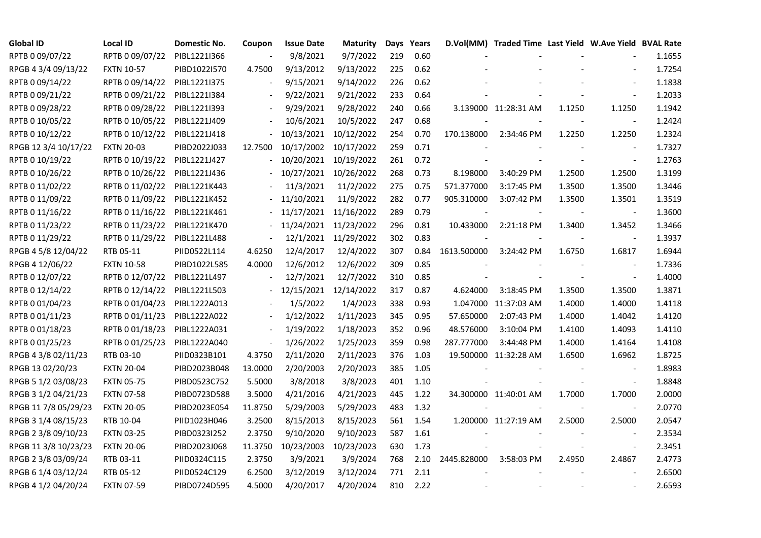| Global ID | Local ID | Domestic No. | Coupon | Issue Date | Maturity | Days | Years | D.Vol(MM) | Traded Time | Last Yield | W.Ave Yield | BVAL Rate |
|---|---|---|---|---|---|---|---|---|---|---|---|---|
| RPTB 0 09/07/22 | RPTB 0 09/07/22 | PIBL1221I366 | - | 9/8/2021 | 9/7/2022 | 219 | 0.60 | - | - | - | - | 1.1655 |
| RPGB 4 3/4 09/13/22 | FXTN 10-57 | PIBD1022I570 | 4.7500 | 9/13/2012 | 9/13/2022 | 225 | 0.62 | - | - | - | - | 1.7254 |
| RPTB 0 09/14/22 | RPTB 0 09/14/22 | PIBL1221I375 | - | 9/15/2021 | 9/14/2022 | 226 | 0.62 | - | - | - | - | 1.1838 |
| RPTB 0 09/21/22 | RPTB 0 09/21/22 | PIBL1221I384 | - | 9/22/2021 | 9/21/2022 | 233 | 0.64 | - | - | - | - | 1.2033 |
| RPTB 0 09/28/22 | RPTB 0 09/28/22 | PIBL1221I393 | - | 9/29/2021 | 9/28/2022 | 240 | 0.66 | 3.139000 | 11:28:31 AM | 1.1250 | 1.1250 | 1.1942 |
| RPTB 0 10/05/22 | RPTB 0 10/05/22 | PIBL1221J409 | - | 10/6/2021 | 10/5/2022 | 247 | 0.68 | - | - | - | - | 1.2424 |
| RPTB 0 10/12/22 | RPTB 0 10/12/22 | PIBL1221J418 | - | 10/13/2021 | 10/12/2022 | 254 | 0.70 | 170.138000 | 2:34:46 PM | 1.2250 | 1.2250 | 1.2324 |
| RPGB 12 3/4 10/17/22 | FXTN 20-03 | PIBD2022J033 | 12.7500 | 10/17/2002 | 10/17/2022 | 259 | 0.71 | - | - | - | - | 1.7327 |
| RPTB 0 10/19/22 | RPTB 0 10/19/22 | PIBL1221J427 | - | 10/20/2021 | 10/19/2022 | 261 | 0.72 | - | - | - | - | 1.2763 |
| RPTB 0 10/26/22 | RPTB 0 10/26/22 | PIBL1221J436 | - | 10/27/2021 | 10/26/2022 | 268 | 0.73 | 8.198000 | 3:40:29 PM | 1.2500 | 1.2500 | 1.3199 |
| RPTB 0 11/02/22 | RPTB 0 11/02/22 | PIBL1221K443 | - | 11/3/2021 | 11/2/2022 | 275 | 0.75 | 571.377000 | 3:17:45 PM | 1.3500 | 1.3500 | 1.3446 |
| RPTB 0 11/09/22 | RPTB 0 11/09/22 | PIBL1221K452 | - | 11/10/2021 | 11/9/2022 | 282 | 0.77 | 905.310000 | 3:07:42 PM | 1.3500 | 1.3501 | 1.3519 |
| RPTB 0 11/16/22 | RPTB 0 11/16/22 | PIBL1221K461 | - | 11/17/2021 | 11/16/2022 | 289 | 0.79 | - | - | - | - | 1.3600 |
| RPTB 0 11/23/22 | RPTB 0 11/23/22 | PIBL1221K470 | - | 11/24/2021 | 11/23/2022 | 296 | 0.81 | 10.433000 | 2:21:18 PM | 1.3400 | 1.3452 | 1.3466 |
| RPTB 0 11/29/22 | RPTB 0 11/29/22 | PIBL1221L488 | - | 12/1/2021 | 11/29/2022 | 302 | 0.83 | - | - | - | - | 1.3937 |
| RPGB 4 5/8 12/04/22 | RTB 05-11 | PIID0522L114 | 4.6250 | 12/4/2017 | 12/4/2022 | 307 | 0.84 | 1613.500000 | 3:24:42 PM | 1.6750 | 1.6817 | 1.6944 |
| RPGB 4 12/06/22 | FXTN 10-58 | PIBD1022L585 | 4.0000 | 12/6/2012 | 12/6/2022 | 309 | 0.85 | - | - | - | - | 1.7336 |
| RPTB 0 12/07/22 | RPTB 0 12/07/22 | PIBL1221L497 | - | 12/7/2021 | 12/7/2022 | 310 | 0.85 | - | - | - | - | 1.4000 |
| RPTB 0 12/14/22 | RPTB 0 12/14/22 | PIBL1221L503 | - | 12/15/2021 | 12/14/2022 | 317 | 0.87 | 4.624000 | 3:18:45 PM | 1.3500 | 1.3500 | 1.3871 |
| RPTB 0 01/04/23 | RPTB 0 01/04/23 | PIBL1222A013 | - | 1/5/2022 | 1/4/2023 | 338 | 0.93 | 1.047000 | 11:37:03 AM | 1.4000 | 1.4000 | 1.4118 |
| RPTB 0 01/11/23 | RPTB 0 01/11/23 | PIBL1222A022 | - | 1/12/2022 | 1/11/2023 | 345 | 0.95 | 57.650000 | 2:07:43 PM | 1.4000 | 1.4042 | 1.4120 |
| RPTB 0 01/18/23 | RPTB 0 01/18/23 | PIBL1222A031 | - | 1/19/2022 | 1/18/2023 | 352 | 0.96 | 48.576000 | 3:10:04 PM | 1.4100 | 1.4093 | 1.4110 |
| RPTB 0 01/25/23 | RPTB 0 01/25/23 | PIBL1222A040 | - | 1/26/2022 | 1/25/2023 | 359 | 0.98 | 287.777000 | 3:44:48 PM | 1.4000 | 1.4164 | 1.4108 |
| RPGB 4 3/8 02/11/23 | RTB 03-10 | PIID0323B101 | 4.3750 | 2/11/2020 | 2/11/2023 | 376 | 1.03 | 19.500000 | 11:32:28 AM | 1.6500 | 1.6962 | 1.8725 |
| RPGB 13 02/20/23 | FXTN 20-04 | PIBD2023B048 | 13.0000 | 2/20/2003 | 2/20/2023 | 385 | 1.05 | - | - | - | - | 1.8983 |
| RPGB 5 1/2 03/08/23 | FXTN 05-75 | PIBD0523C752 | 5.5000 | 3/8/2018 | 3/8/2023 | 401 | 1.10 | - | - | - | - | 1.8848 |
| RPGB 3 1/2 04/21/23 | FXTN 07-58 | PIBD0723D588 | 3.5000 | 4/21/2016 | 4/21/2023 | 445 | 1.22 | 34.300000 | 11:40:01 AM | 1.7000 | 1.7000 | 2.0000 |
| RPGB 11 7/8 05/29/23 | FXTN 20-05 | PIBD2023E054 | 11.8750 | 5/29/2003 | 5/29/2023 | 483 | 1.32 | - | - | - | - | 2.0770 |
| RPGB 3 1/4 08/15/23 | RTB 10-04 | PIID1023H046 | 3.2500 | 8/15/2013 | 8/15/2023 | 561 | 1.54 | 1.200000 | 11:27:19 AM | 2.5000 | 2.5000 | 2.0547 |
| RPGB 2 3/8 09/10/23 | FXTN 03-25 | PIBD0323I252 | 2.3750 | 9/10/2020 | 9/10/2023 | 587 | 1.61 | - | - | - | - | 2.3534 |
| RPGB 11 3/8 10/23/23 | FXTN 20-06 | PIBD2023J068 | 11.3750 | 10/23/2003 | 10/23/2023 | 630 | 1.73 | - | - | - | - | 2.3451 |
| RPGB 2 3/8 03/09/24 | RTB 03-11 | PIID0324C115 | 2.3750 | 3/9/2021 | 3/9/2024 | 768 | 2.10 | 2445.828000 | 3:58:03 PM | 2.4950 | 2.4867 | 2.4773 |
| RPGB 6 1/4 03/12/24 | RTB 05-12 | PIID0524C129 | 6.2500 | 3/12/2019 | 3/12/2024 | 771 | 2.11 | - | - | - | - | 2.6500 |
| RPGB 4 1/2 04/20/24 | FXTN 07-59 | PIBD0724D595 | 4.5000 | 4/20/2017 | 4/20/2024 | 810 | 2.22 | - | - | - | - | 2.6593 |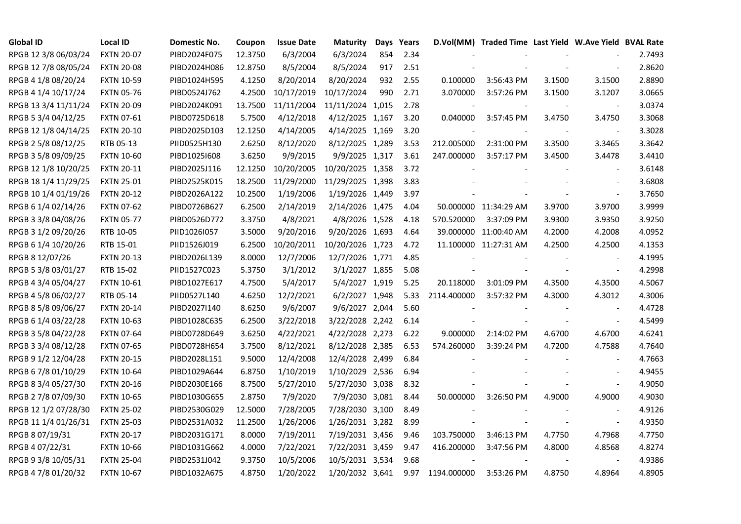| Global ID | Local ID | Domestic No. | Coupon | Issue Date | Maturity | Days | Years | D.Vol(MM) | Traded Time | Last Yield | W.Ave Yield | BVAL Rate |
|---|---|---|---|---|---|---|---|---|---|---|---|---|
| RPGB 12 3/8 06/03/24 | FXTN 20-07 | PIBD2024F075 | 12.3750 | 6/3/2004 | 6/3/2024 | 854 | 2.34 | - | - | - | - | 2.7493 |
| RPGB 12 7/8 08/05/24 | FXTN 20-08 | PIBD2024H086 | 12.8750 | 8/5/2004 | 8/5/2024 | 917 | 2.51 | - | - | - | - | 2.8620 |
| RPGB 4 1/8 08/20/24 | FXTN 10-59 | PIBD1024H595 | 4.1250 | 8/20/2014 | 8/20/2024 | 932 | 2.55 | 0.100000 | 3:56:43 PM | 3.1500 | 3.1500 | 2.8890 |
| RPGB 4 1/4 10/17/24 | FXTN 05-76 | PIBD0524J762 | 4.2500 | 10/17/2019 | 10/17/2024 | 990 | 2.71 | 3.070000 | 3:57:26 PM | 3.1500 | 3.1207 | 3.0665 |
| RPGB 13 3/4 11/11/24 | FXTN 20-09 | PIBD2024K091 | 13.7500 | 11/11/2004 | 11/11/2024 | 1,015 | 2.78 | - | - | - | - | 3.0374 |
| RPGB 5 3/4 04/12/25 | FXTN 07-61 | PIBD0725D618 | 5.7500 | 4/12/2018 | 4/12/2025 | 1,167 | 3.20 | 0.040000 | 3:57:45 PM | 3.4750 | 3.4750 | 3.3068 |
| RPGB 12 1/8 04/14/25 | FXTN 20-10 | PIBD2025D103 | 12.1250 | 4/14/2005 | 4/14/2025 | 1,169 | 3.20 | - | - | - | - | 3.3028 |
| RPGB 2 5/8 08/12/25 | RTB 05-13 | PIID0525H130 | 2.6250 | 8/12/2020 | 8/12/2025 | 1,289 | 3.53 | 212.005000 | 2:31:00 PM | 3.3500 | 3.3465 | 3.3642 |
| RPGB 3 5/8 09/09/25 | FXTN 10-60 | PIBD1025I608 | 3.6250 | 9/9/2015 | 9/9/2025 | 1,317 | 3.61 | 247.000000 | 3:57:17 PM | 3.4500 | 3.4478 | 3.4410 |
| RPGB 12 1/8 10/20/25 | FXTN 20-11 | PIBD2025J116 | 12.1250 | 10/20/2005 | 10/20/2025 | 1,358 | 3.72 | - | - | - | - | 3.6148 |
| RPGB 18 1/4 11/29/25 | FXTN 25-01 | PIBD2525K015 | 18.2500 | 11/29/2000 | 11/29/2025 | 1,398 | 3.83 | - | - | - | - | 3.6808 |
| RPGB 10 1/4 01/19/26 | FXTN 20-12 | PIBD2026A122 | 10.2500 | 1/19/2006 | 1/19/2026 | 1,449 | 3.97 | - | - | - | - | 3.7650 |
| RPGB 6 1/4 02/14/26 | FXTN 07-62 | PIBD0726B627 | 6.2500 | 2/14/2019 | 2/14/2026 | 1,475 | 4.04 | 50.000000 | 11:34:29 AM | 3.9700 | 3.9700 | 3.9999 |
| RPGB 3 3/8 04/08/26 | FXTN 05-77 | PIBD0526D772 | 3.3750 | 4/8/2021 | 4/8/2026 | 1,528 | 4.18 | 570.520000 | 3:37:09 PM | 3.9300 | 3.9350 | 3.9250 |
| RPGB 3 1/2 09/20/26 | RTB 10-05 | PIID1026I057 | 3.5000 | 9/20/2016 | 9/20/2026 | 1,693 | 4.64 | 39.000000 | 11:00:40 AM | 4.2000 | 4.2008 | 4.0952 |
| RPGB 6 1/4 10/20/26 | RTB 15-01 | PIID1526J019 | 6.2500 | 10/20/2011 | 10/20/2026 | 1,723 | 4.72 | 11.100000 | 11:27:31 AM | 4.2500 | 4.2500 | 4.1353 |
| RPGB 8 12/07/26 | FXTN 20-13 | PIBD2026L139 | 8.0000 | 12/7/2006 | 12/7/2026 | 1,771 | 4.85 | - | - | - | - | 4.1995 |
| RPGB 5 3/8 03/01/27 | RTB 15-02 | PIID1527C023 | 5.3750 | 3/1/2012 | 3/1/2027 | 1,855 | 5.08 | - | - | - | - | 4.2998 |
| RPGB 4 3/4 05/04/27 | FXTN 10-61 | PIBD1027E617 | 4.7500 | 5/4/2017 | 5/4/2027 | 1,919 | 5.25 | 20.118000 | 3:01:09 PM | 4.3500 | 4.3500 | 4.5067 |
| RPGB 4 5/8 06/02/27 | RTB 05-14 | PIID0527L140 | 4.6250 | 12/2/2021 | 6/2/2027 | 1,948 | 5.33 | 2114.400000 | 3:57:32 PM | 4.3000 | 4.3012 | 4.3006 |
| RPGB 8 5/8 09/06/27 | FXTN 20-14 | PIBD2027I140 | 8.6250 | 9/6/2007 | 9/6/2027 | 2,044 | 5.60 | - | - | - | - | 4.4728 |
| RPGB 6 1/4 03/22/28 | FXTN 10-63 | PIBD1028C635 | 6.2500 | 3/22/2018 | 3/22/2028 | 2,242 | 6.14 | - | - | - | - | 4.5499 |
| RPGB 3 5/8 04/22/28 | FXTN 07-64 | PIBD0728D649 | 3.6250 | 4/22/2021 | 4/22/2028 | 2,273 | 6.22 | 9.000000 | 2:14:02 PM | 4.6700 | 4.6700 | 4.6241 |
| RPGB 3 3/4 08/12/28 | FXTN 07-65 | PIBD0728H654 | 3.7500 | 8/12/2021 | 8/12/2028 | 2,385 | 6.53 | 574.260000 | 3:39:24 PM | 4.7200 | 4.7588 | 4.7640 |
| RPGB 9 1/2 12/04/28 | FXTN 20-15 | PIBD2028L151 | 9.5000 | 12/4/2008 | 12/4/2028 | 2,499 | 6.84 | - | - | - | - | 4.7663 |
| RPGB 6 7/8 01/10/29 | FXTN 10-64 | PIBD1029A644 | 6.8750 | 1/10/2019 | 1/10/2029 | 2,536 | 6.94 | - | - | - | - | 4.9455 |
| RPGB 8 3/4 05/27/30 | FXTN 20-16 | PIBD2030E166 | 8.7500 | 5/27/2010 | 5/27/2030 | 3,038 | 8.32 | - | - | - | - | 4.9050 |
| RPGB 2 7/8 07/09/30 | FXTN 10-65 | PIBD1030G655 | 2.8750 | 7/9/2020 | 7/9/2030 | 3,081 | 8.44 | 50.000000 | 3:26:50 PM | 4.9000 | 4.9000 | 4.9030 |
| RPGB 12 1/2 07/28/30 | FXTN 25-02 | PIBD2530G029 | 12.5000 | 7/28/2005 | 7/28/2030 | 3,100 | 8.49 | - | - | - | - | 4.9126 |
| RPGB 11 1/4 01/26/31 | FXTN 25-03 | PIBD2531A032 | 11.2500 | 1/26/2006 | 1/26/2031 | 3,282 | 8.99 | - | - | - | - | 4.9350 |
| RPGB 8 07/19/31 | FXTN 20-17 | PIBD2031G171 | 8.0000 | 7/19/2011 | 7/19/2031 | 3,456 | 9.46 | 103.750000 | 3:46:13 PM | 4.7750 | 4.7968 | 4.7750 |
| RPGB 4 07/22/31 | FXTN 10-66 | PIBD1031G662 | 4.0000 | 7/22/2021 | 7/22/2031 | 3,459 | 9.47 | 416.200000 | 3:47:56 PM | 4.8000 | 4.8568 | 4.8274 |
| RPGB 9 3/8 10/05/31 | FXTN 25-04 | PIBD2531J042 | 9.3750 | 10/5/2006 | 10/5/2031 | 3,534 | 9.68 | - | - | - | - | 4.9386 |
| RPGB 4 7/8 01/20/32 | FXTN 10-67 | PIBD1032A675 | 4.8750 | 1/20/2022 | 1/20/2032 | 3,641 | 9.97 | 1194.000000 | 3:53:26 PM | 4.8750 | 4.8964 | 4.8905 |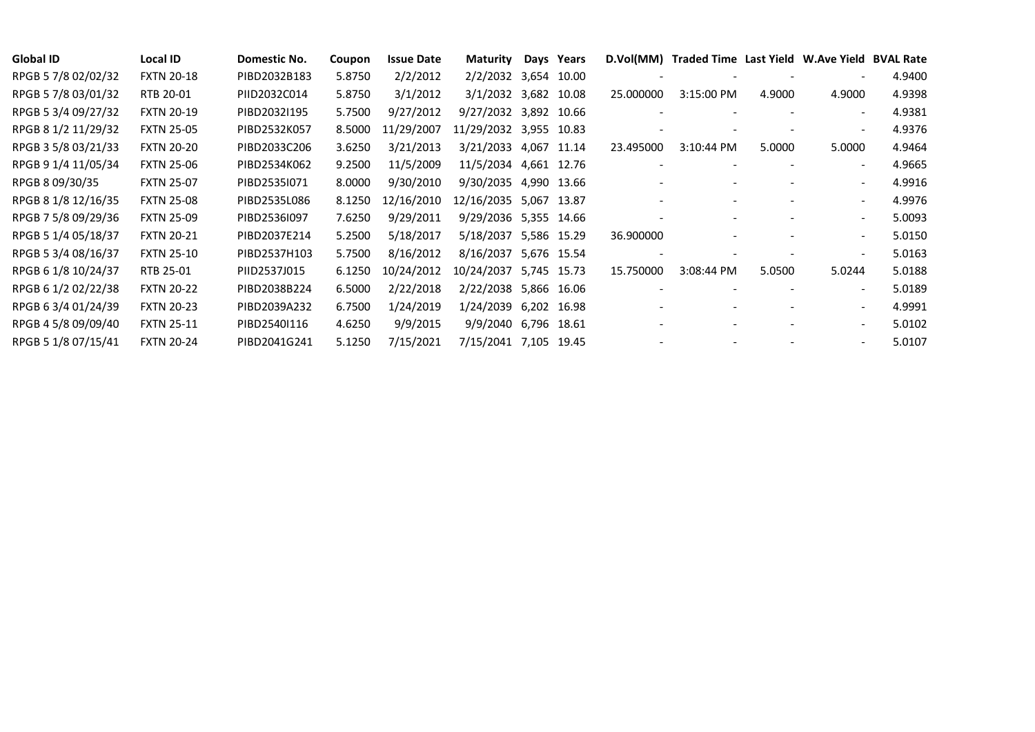| Global ID | Local ID | Domestic No. | Coupon | Issue Date | Maturity | Days | Years | D.Vol(MM) | Traded Time | Last Yield | W.Ave Yield | BVAL Rate |
|---|---|---|---|---|---|---|---|---|---|---|---|---|
| RPGB 5 7/8 02/02/32 | FXTN 20-18 | PIBD2032B183 | 5.8750 | 2/2/2012 | 2/2/2032 | 3,654 | 10.00 | - | - | - | - | 4.9400 |
| RPGB 5 7/8 03/01/32 | RTB 20-01 | PIID2032C014 | 5.8750 | 3/1/2012 | 3/1/2032 | 3,682 | 10.08 | 25.000000 | 3:15:00 PM | 4.9000 | 4.9000 | 4.9398 |
| RPGB 5 3/4 09/27/32 | FXTN 20-19 | PIBD2032I195 | 5.7500 | 9/27/2012 | 9/27/2032 | 3,892 | 10.66 | - | - | - | - | 4.9381 |
| RPGB 8 1/2 11/29/32 | FXTN 25-05 | PIBD2532K057 | 8.5000 | 11/29/2007 | 11/29/2032 | 3,955 | 10.83 | - | - | - | - | 4.9376 |
| RPGB 3 5/8 03/21/33 | FXTN 20-20 | PIBD2033C206 | 3.6250 | 3/21/2013 | 3/21/2033 | 4,067 | 11.14 | 23.495000 | 3:10:44 PM | 5.0000 | 5.0000 | 4.9464 |
| RPGB 9 1/4 11/05/34 | FXTN 25-06 | PIBD2534K062 | 9.2500 | 11/5/2009 | 11/5/2034 | 4,661 | 12.76 | - | - | - | - | 4.9665 |
| RPGB 8 09/30/35 | FXTN 25-07 | PIBD2535I071 | 8.0000 | 9/30/2010 | 9/30/2035 | 4,990 | 13.66 | - | - | - | - | 4.9916 |
| RPGB 8 1/8 12/16/35 | FXTN 25-08 | PIBD2535L086 | 8.1250 | 12/16/2010 | 12/16/2035 | 5,067 | 13.87 | - | - | - | - | 4.9976 |
| RPGB 7 5/8 09/29/36 | FXTN 25-09 | PIBD2536I097 | 7.6250 | 9/29/2011 | 9/29/2036 | 5,355 | 14.66 | - | - | - | - | 5.0093 |
| RPGB 5 1/4 05/18/37 | FXTN 20-21 | PIBD2037E214 | 5.2500 | 5/18/2017 | 5/18/2037 | 5,586 | 15.29 | 36.900000 | - | - | - | 5.0150 |
| RPGB 5 3/4 08/16/37 | FXTN 25-10 | PIBD2537H103 | 5.7500 | 8/16/2012 | 8/16/2037 | 5,676 | 15.54 | - | - | - | - | 5.0163 |
| RPGB 6 1/8 10/24/37 | RTB 25-01 | PIID2537J015 | 6.1250 | 10/24/2012 | 10/24/2037 | 5,745 | 15.73 | 15.750000 | 3:08:44 PM | 5.0500 | 5.0244 | 5.0188 |
| RPGB 6 1/2 02/22/38 | FXTN 20-22 | PIBD2038B224 | 6.5000 | 2/22/2018 | 2/22/2038 | 5,866 | 16.06 | - | - | - | - | 5.0189 |
| RPGB 6 3/4 01/24/39 | FXTN 20-23 | PIBD2039A232 | 6.7500 | 1/24/2019 | 1/24/2039 | 6,202 | 16.98 | - | - | - | - | 4.9991 |
| RPGB 4 5/8 09/09/40 | FXTN 25-11 | PIBD2540I116 | 4.6250 | 9/9/2015 | 9/9/2040 | 6,796 | 18.61 | - | - | - | - | 5.0102 |
| RPGB 5 1/8 07/15/41 | FXTN 20-24 | PIBD2041G241 | 5.1250 | 7/15/2021 | 7/15/2041 | 7,105 | 19.45 | - | - | - | - | 5.0107 |